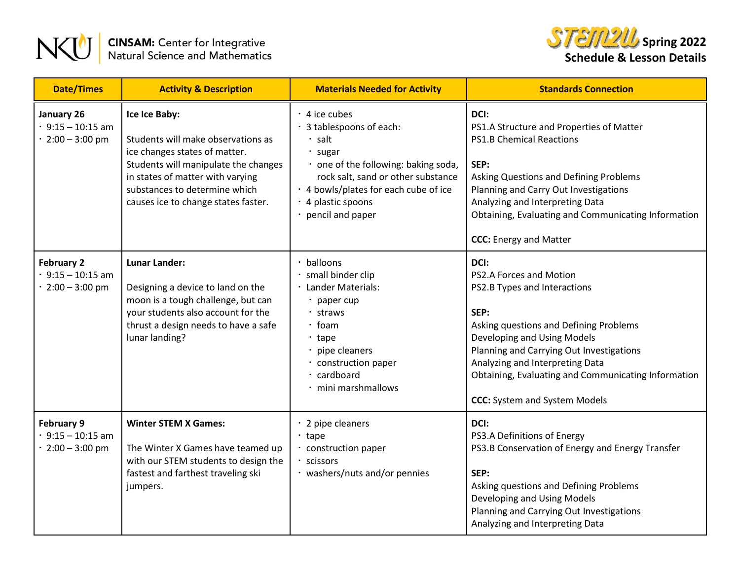**CINSAM:** Center for Integrative Natural Science and Mathematics

**STEM2U Spring 2022**
**Schedule & Lesson Details**

| Date/Times | Activity & Description | Materials Needed for Activity | Standards Connection |
|---|---|---|---|
| **January 26**<br>· 9:15 – 10:15 am<br>· 2:00 – 3:00 pm | **Ice Ice Baby:**<br><br>Students will make observations as ice changes states of matter. Students will manipulate the changes in states of matter with varying substances to determine which causes ice to change states faster. | · 4 ice cubes<br>· 3 tablespoons of each:<br>  · salt<br>  · sugar<br>  · one of the following: baking soda, rock salt, sand or other substance<br>· 4 bowls/plates for each cube of ice<br>· 4 plastic spoons<br>· pencil and paper | **DCI:**<br>PS1.A Structure and Properties of Matter<br>PS1.B Chemical Reactions<br><br>**SEP:**<br>Asking Questions and Defining Problems<br>Planning and Carry Out Investigations<br>Analyzing and Interpreting Data<br>Obtaining, Evaluating and Communicating Information<br><br>**CCC:** Energy and Matter |
| **February 2**<br>· 9:15 – 10:15 am<br>· 2:00 – 3:00 pm | **Lunar Lander:**<br><br>Designing a device to land on the moon is a tough challenge, but can your students also account for the thrust a design needs to have a safe lunar landing? | · balloons<br>· small binder clip<br>· Lander Materials:<br>  · paper cup<br>  · straws<br>  · foam<br>  · tape<br>  · pipe cleaners<br>  · construction paper<br>  · cardboard<br>  · mini marshmallows | **DCI:**<br>PS2.A Forces and Motion<br>PS2.B Types and Interactions<br><br>**SEP:**<br>Asking questions and Defining Problems<br>Developing and Using Models<br>Planning and Carrying Out Investigations<br>Analyzing and Interpreting Data<br>Obtaining, Evaluating and Communicating Information<br><br>**CCC:** System and System Models |
| **February 9**<br>· 9:15 – 10:15 am<br>· 2:00 – 3:00 pm | **Winter STEM X Games:**<br><br>The Winter X Games have teamed up with our STEM students to design the fastest and farthest traveling ski jumpers. | · 2 pipe cleaners<br>· tape<br>· construction paper<br>· scissors<br>· washers/nuts and/or pennies | **DCI:**<br>PS3.A Definitions of Energy<br>PS3.B Conservation of Energy and Energy Transfer<br><br>**SEP:**<br>Asking questions and Defining Problems<br>Developing and Using Models<br>Planning and Carrying Out Investigations<br>Analyzing and Interpreting Data |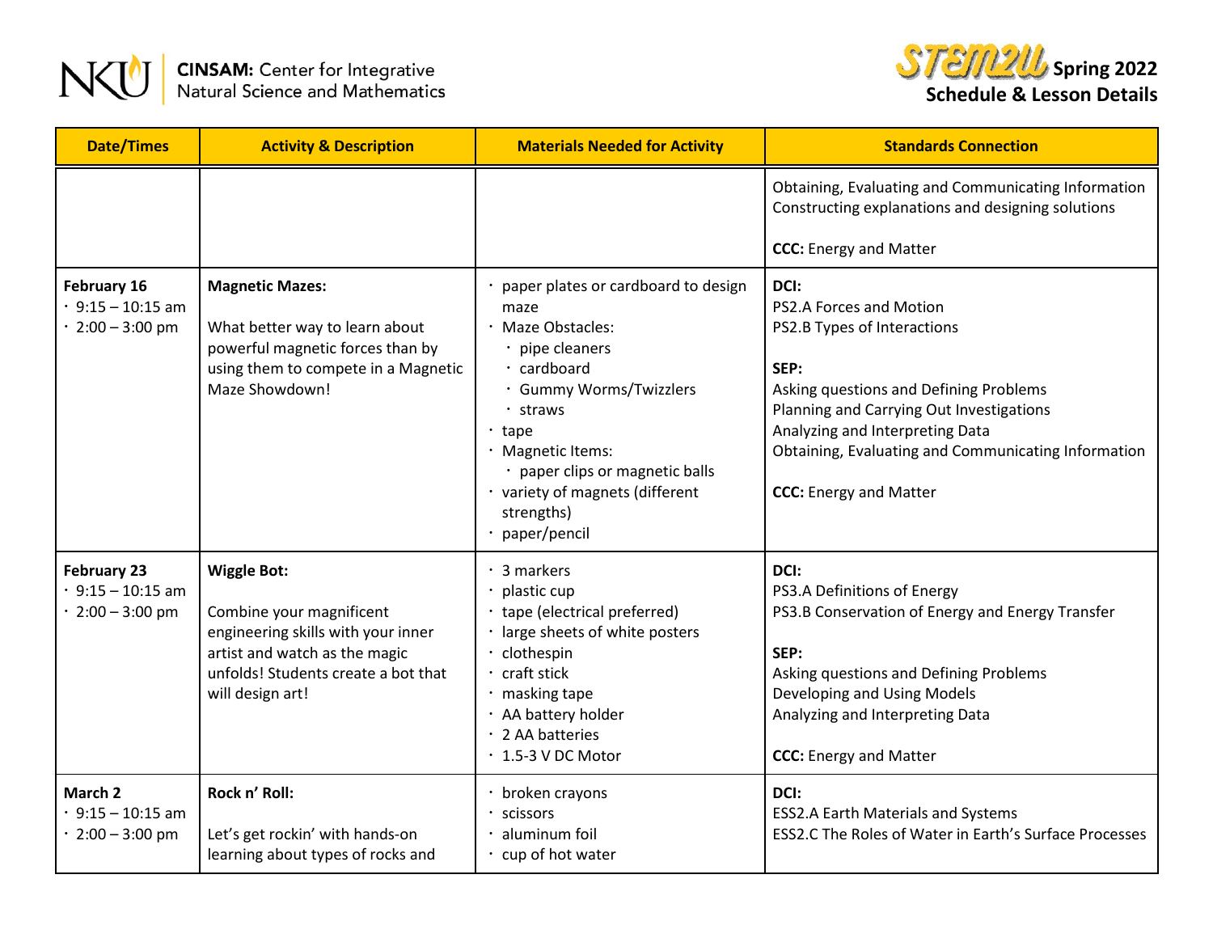| Date/Times | Activity & Description | Materials Needed for Activity | Standards Connection |
|---|---|---|---|
| | | | Obtaining, Evaluating and Communicating Information<br>Constructing explanations and designing solutions<br><br>**CCC:** Energy and Matter |
| **February 16**<br>· 9:15 – 10:15 am<br>· 2:00 – 3:00 pm | **Magnetic Mazes:**<br><br>What better way to learn about powerful magnetic forces than by using them to compete in a Magnetic Maze Showdown! | · paper plates or cardboard to design maze<br>· Maze Obstacles:<br>  · pipe cleaners<br>  · cardboard<br>  · Gummy Worms/Twizzlers<br>  · straws<br>· tape<br>· Magnetic Items:<br>  · paper clips or magnetic balls<br>· variety of magnets (different strengths)<br>· paper/pencil | **DCI:**<br>PS2.A Forces and Motion<br>PS2.B Types of Interactions<br><br>**SEP:**<br>Asking questions and Defining Problems<br>Planning and Carrying Out Investigations<br>Analyzing and Interpreting Data<br>Obtaining, Evaluating and Communicating Information<br><br>**CCC:** Energy and Matter |
| **February 23**<br>· 9:15 – 10:15 am<br>· 2:00 – 3:00 pm | **Wiggle Bot:**<br><br>Combine your magnificent engineering skills with your inner artist and watch as the magic unfolds! Students create a bot that will design art! | · 3 markers<br>· plastic cup<br>· tape (electrical preferred)<br>· large sheets of white posters<br>· clothespin<br>· craft stick<br>· masking tape<br>· AA battery holder<br>· 2 AA batteries<br>· 1.5-3 V DC Motor | **DCI:**<br>PS3.A Definitions of Energy<br>PS3.B Conservation of Energy and Energy Transfer<br><br>**SEP:**<br>Asking questions and Defining Problems<br>Developing and Using Models<br>Analyzing and Interpreting Data<br><br>**CCC:** Energy and Matter |
| **March 2**<br>· 9:15 – 10:15 am<br>· 2:00 – 3:00 pm | **Rock n' Roll:**<br><br>Let's get rockin' with hands-on learning about types of rocks and | · broken crayons<br>· scissors<br>· aluminum foil<br>· cup of hot water | **DCI:**<br>ESS2.A Earth Materials and Systems<br>ESS2.C The Roles of Water in Earth's Surface Processes |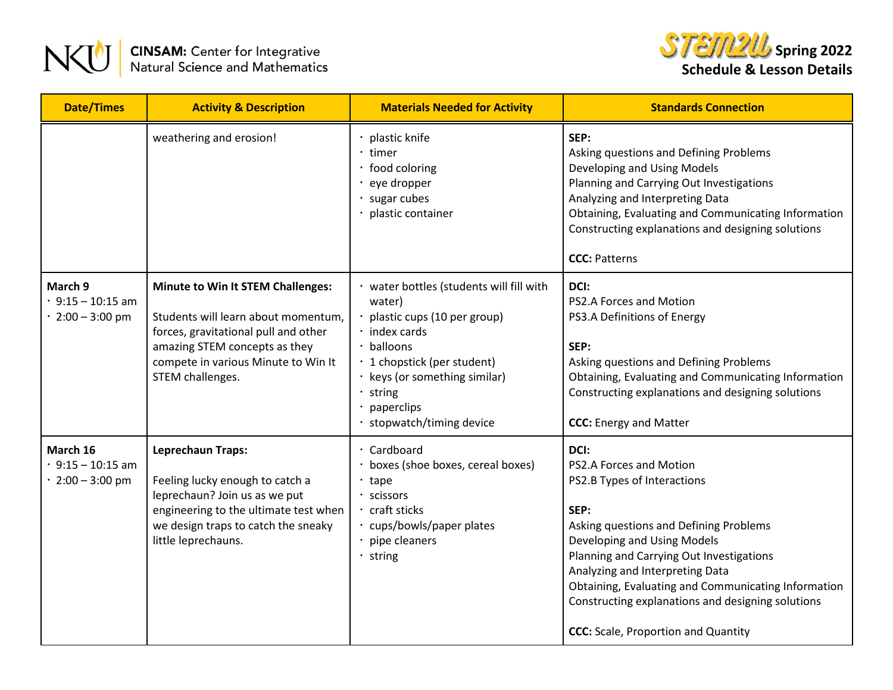| Date/Times | Activity & Description | Materials Needed for Activity | Standards Connection |
|---|---|---|---|
| | weathering and erosion! | · plastic knife<br>· timer<br>· food coloring<br>· eye dropper<br>· sugar cubes<br>· plastic container | **SEP:**<br>Asking questions and Defining Problems<br>Developing and Using Models<br>Planning and Carrying Out Investigations<br>Analyzing and Interpreting Data<br>Obtaining, Evaluating and Communicating Information<br>Constructing explanations and designing solutions<br><br>**CCC:** Patterns |
| **March 9**<br>· 9:15 – 10:15 am<br>· 2:00 – 3:00 pm | **Minute to Win It STEM Challenges:**<br><br>Students will learn about momentum, forces, gravitational pull and other amazing STEM concepts as they compete in various Minute to Win It STEM challenges. | · water bottles (students will fill with water)<br>· plastic cups (10 per group)<br>· index cards<br>· balloons<br>· 1 chopstick (per student)<br>· keys (or something similar)<br>· string<br>· paperclips<br>· stopwatch/timing device | **DCI:**<br>PS2.A Forces and Motion<br>PS3.A Definitions of Energy<br><br>**SEP:**<br>Asking questions and Defining Problems<br>Obtaining, Evaluating and Communicating Information<br>Constructing explanations and designing solutions<br><br>**CCC:** Energy and Matter |
| **March 16**<br>· 9:15 – 10:15 am<br>· 2:00 – 3:00 pm | **Leprechaun Traps:**<br><br>Feeling lucky enough to catch a leprechaun? Join us as we put engineering to the ultimate test when we design traps to catch the sneaky little leprechauns. | · Cardboard<br>· boxes (shoe boxes, cereal boxes)<br>· tape<br>· scissors<br>· craft sticks<br>· cups/bowls/paper plates<br>· pipe cleaners<br>· string | **DCI:**<br>PS2.A Forces and Motion<br>PS2.B Types of Interactions<br><br>**SEP:**<br>Asking questions and Defining Problems<br>Developing and Using Models<br>Planning and Carrying Out Investigations<br>Analyzing and Interpreting Data<br>Obtaining, Evaluating and Communicating Information<br>Constructing explanations and designing solutions<br><br>**CCC:** Scale, Proportion and Quantity |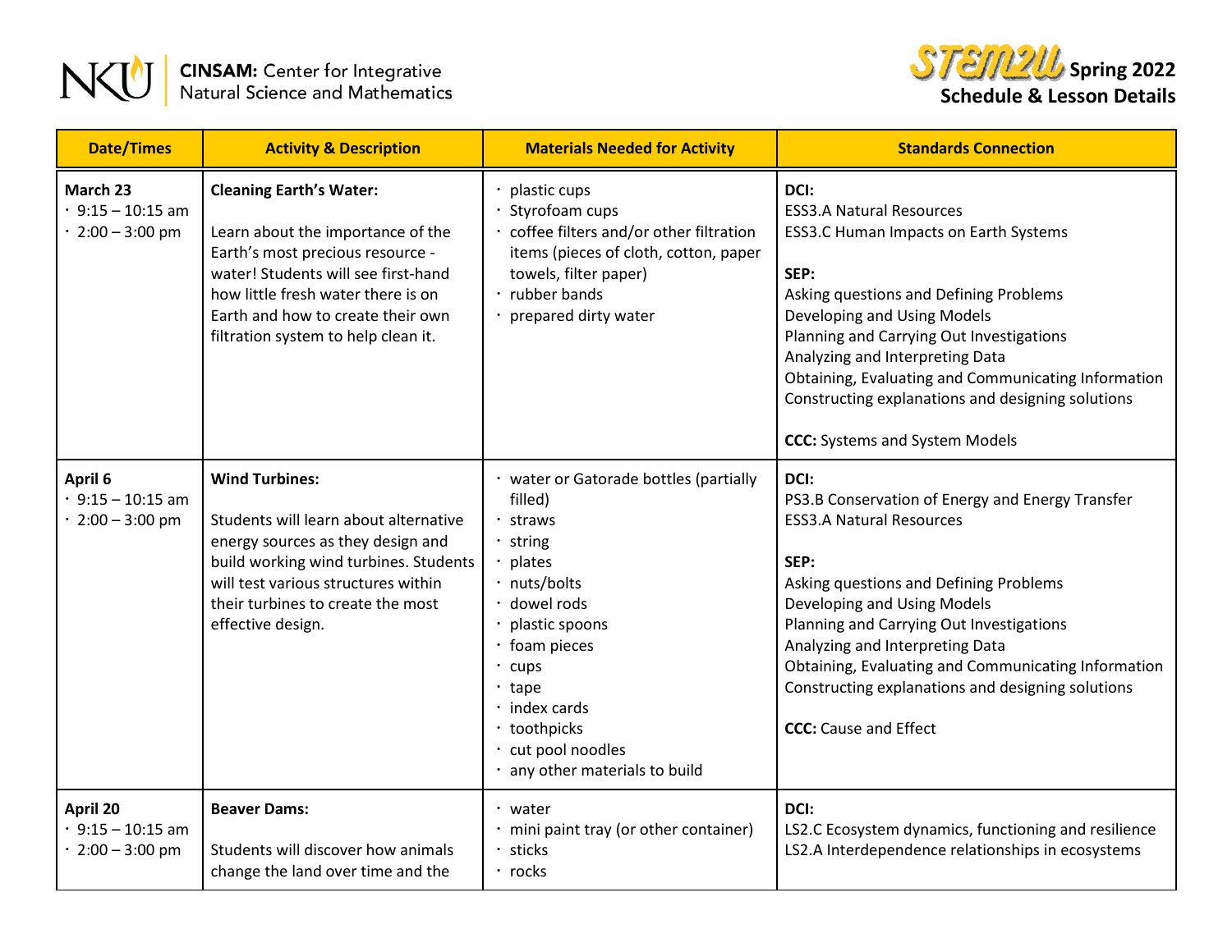**NKU** | **CINSAM:** Center for Integrative Natural Science and Mathematics

**STEM2U Spring 2022**
**Schedule & Lesson Details**

| Date/Times | Activity & Description | Materials Needed for Activity | Standards Connection |
|---|---|---|---|
| **March 23**<br>· 9:15 – 10:15 am<br>· 2:00 – 3:00 pm | **Cleaning Earth's Water:**<br><br>Learn about the importance of the Earth's most precious resource - water! Students will see first-hand how little fresh water there is on Earth and how to create their own filtration system to help clean it. | · plastic cups<br>· Styrofoam cups<br>· coffee filters and/or other filtration items (pieces of cloth, cotton, paper towels, filter paper)<br>· rubber bands<br>· prepared dirty water | **DCI:**<br>ESS3.A Natural Resources<br>ESS3.C Human Impacts on Earth Systems<br><br>**SEP:**<br>Asking questions and Defining Problems<br>Developing and Using Models<br>Planning and Carrying Out Investigations<br>Analyzing and Interpreting Data<br>Obtaining, Evaluating and Communicating Information<br>Constructing explanations and designing solutions<br><br>**CCC:** Systems and System Models |
| **April 6**<br>· 9:15 – 10:15 am<br>· 2:00 – 3:00 pm | **Wind Turbines:**<br><br>Students will learn about alternative energy sources as they design and build working wind turbines. Students will test various structures within their turbines to create the most effective design. | · water or Gatorade bottles (partially filled)<br>· straws<br>· string<br>· plates<br>· nuts/bolts<br>· dowel rods<br>· plastic spoons<br>· foam pieces<br>· cups<br>· tape<br>· index cards<br>· toothpicks<br>· cut pool noodles<br>· any other materials to build | **DCI:**<br>PS3.B Conservation of Energy and Energy Transfer<br>ESS3.A Natural Resources<br><br>**SEP:**<br>Asking questions and Defining Problems<br>Developing and Using Models<br>Planning and Carrying Out Investigations<br>Analyzing and Interpreting Data<br>Obtaining, Evaluating and Communicating Information<br>Constructing explanations and designing solutions<br><br>**CCC:** Cause and Effect |
| **April 20**<br>· 9:15 – 10:15 am<br>· 2:00 – 3:00 pm | **Beaver Dams:**<br><br>Students will discover how animals change the land over time and the | · water<br>· mini paint tray (or other container)<br>· sticks<br>· rocks | **DCI:**<br>LS2.C Ecosystem dynamics, functioning and resilience<br>LS2.A Interdependence relationships in ecosystems |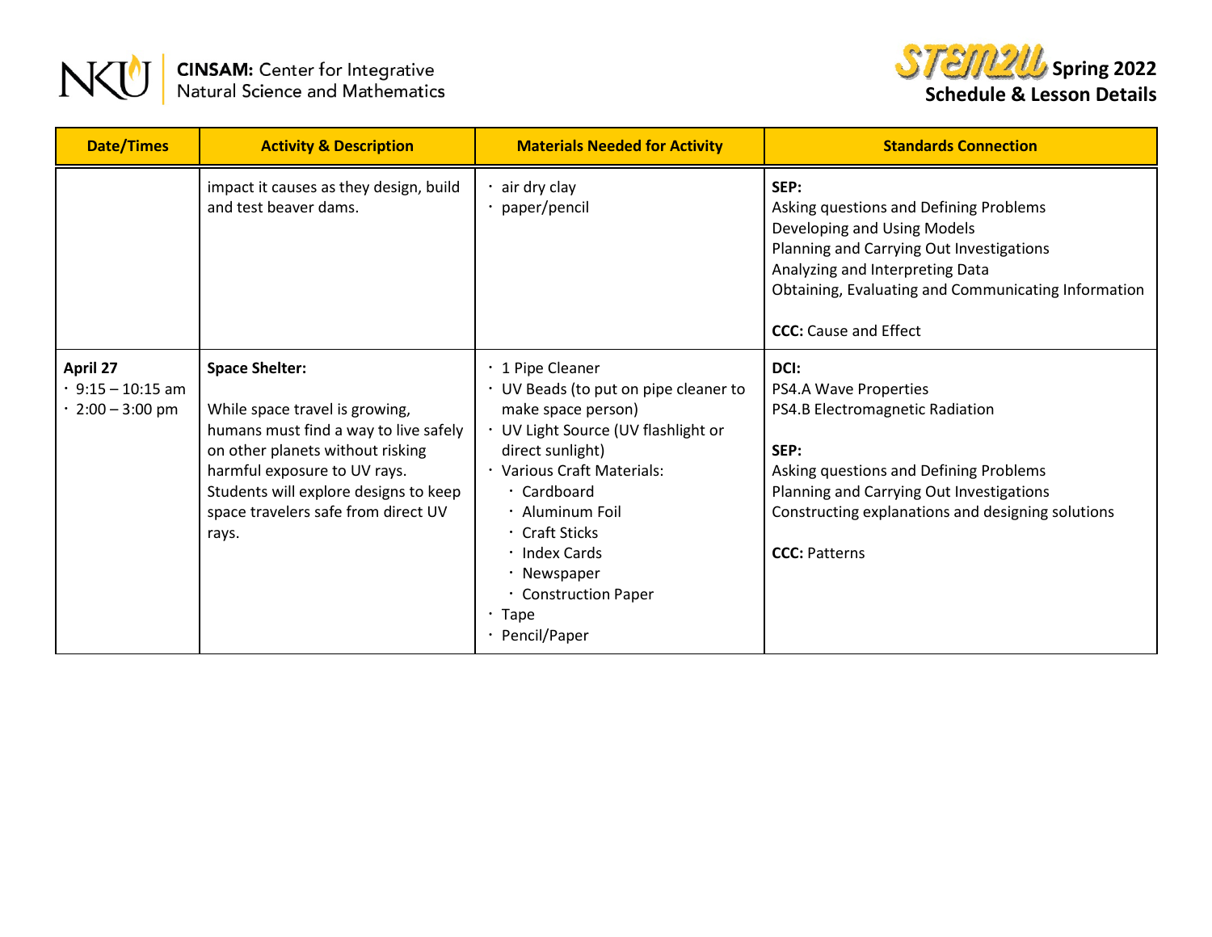| Date/Times | Activity & Description | Materials Needed for Activity | Standards Connection |
|---|---|---|---|
| | impact it causes as they design, build and test beaver dams. | · air dry clay<br>· paper/pencil | **SEP:**<br>Asking questions and Defining Problems<br>Developing and Using Models<br>Planning and Carrying Out Investigations<br>Analyzing and Interpreting Data<br>Obtaining, Evaluating and Communicating Information<br><br>**CCC:** Cause and Effect |
| **April 27**<br>· 9:15 – 10:15 am<br>· 2:00 – 3:00 pm | **Space Shelter:**<br><br>While space travel is growing, humans must find a way to live safely on other planets without risking harmful exposure to UV rays. Students will explore designs to keep space travelers safe from direct UV rays. | · 1 Pipe Cleaner<br>· UV Beads (to put on pipe cleaner to make space person)<br>· UV Light Source (UV flashlight or direct sunlight)<br>· Various Craft Materials:<br>  · Cardboard<br>  · Aluminum Foil<br>  · Craft Sticks<br>  · Index Cards<br>  · Newspaper<br>  · Construction Paper<br>· Tape<br>· Pencil/Paper | **DCI:**<br>PS4.A Wave Properties<br>PS4.B Electromagnetic Radiation<br><br>**SEP:**<br>Asking questions and Defining Problems<br>Planning and Carrying Out Investigations<br>Constructing explanations and designing solutions<br><br>**CCC:** Patterns |